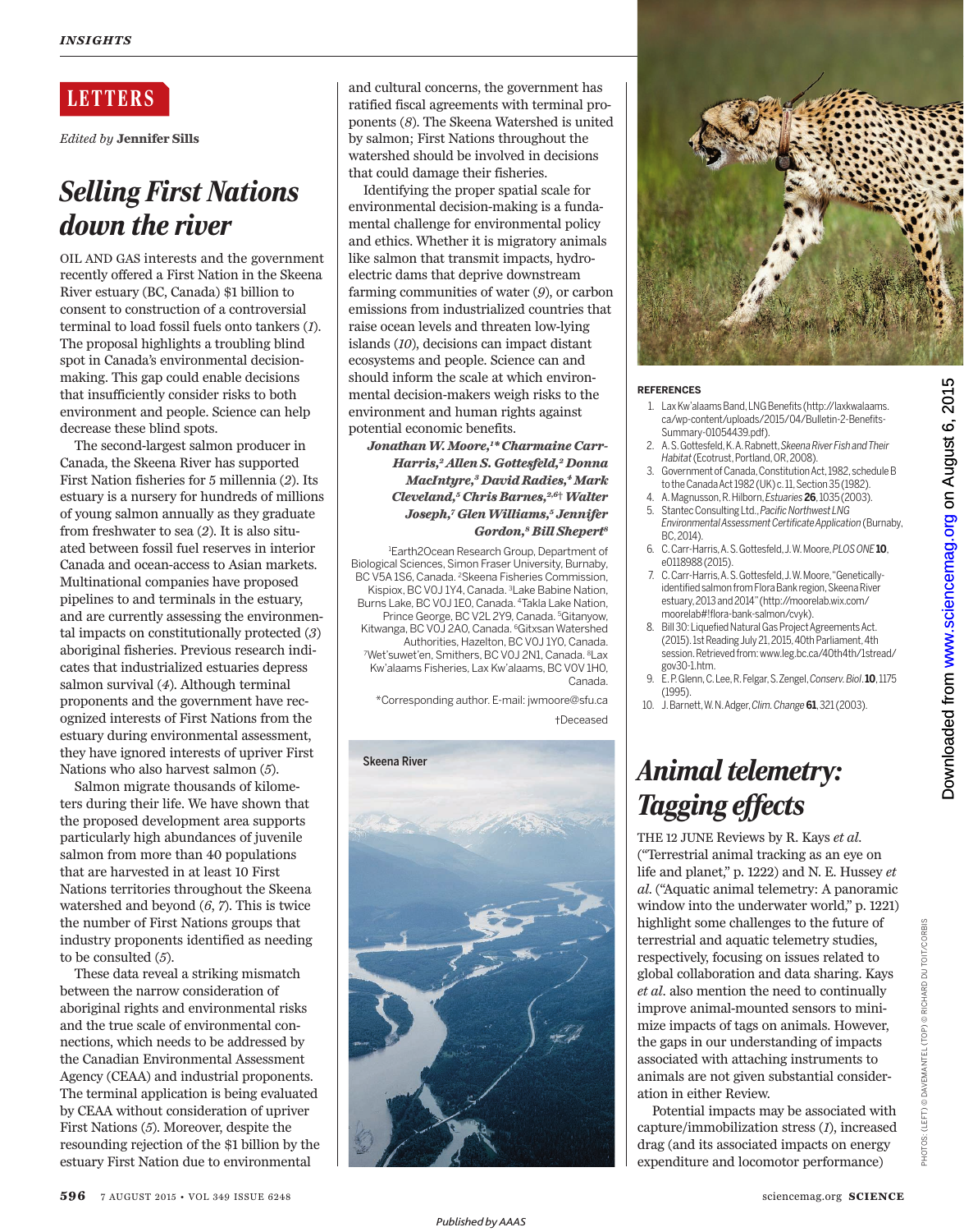## LETTERS

*Edited by* **Jennifer Sills**

# Selling First Nations down the river

OIL AND GAS interests and the government recently offered a First Nation in the Skeena River estuary (BC, Canada) $1 billion to consent to construction of a controversial terminal to load fossil fuels onto tankers (*1*). The proposal highlights a troubling blind spot in Canada's environmental decision-making. This gap could enable decisions that insufficiently consider risks to both environment and people. Science can help decrease these blind spots.

The second-largest salmon producer in Canada, the Skeena River has supported First Nation fisheries for 5 millennia (*2*). Its estuary is a nursery for hundreds of millions of young salmon annually as they graduate from freshwater to sea (*2*). It is also situated between fossil fuel reserves in interior Canada and ocean-access to Asian markets. Multinational companies have proposed pipelines to and terminals in the estuary, and are currently assessing the environmental impacts on constitutionally protected (*3*) aboriginal fisheries. Previous research indicates that industrialized estuaries depress salmon survival (*4*). Although terminal proponents and the government have recognized interests of First Nations from the estuary during environmental assessment, they have ignored interests of upriver First Nations who also harvest salmon (*5*).

Salmon migrate thousands of kilometers during their life. We have shown that the proposed development area supports particularly high abundances of juvenile salmon from more than 40 populations that are harvested in at least 10 First Nations territories throughout the Skeena watershed and beyond (*6*, *7*). This is twice the number of First Nations groups that industry proponents identified as needing to be consulted (*5*).

These data reveal a striking mismatch between the narrow consideration of aboriginal rights and environmental risks and the true scale of environmental connections, which needs to be addressed by the Canadian Environmental Assessment Agency (CEAA) and industrial proponents. The terminal application is being evaluated by CEAA without consideration of upriver First Nations (*5*). Moreover, despite the resounding rejection of the $1 billion by the estuary First Nation due to environmental and cultural concerns, the government has ratified fiscal agreements with terminal proponents (*8*). The Skeena Watershed is united by salmon; First Nations throughout the watershed should be involved in decisions that could damage their fisheries.

Identifying the proper spatial scale for environmental decision-making is a fundamental challenge for environmental policy and ethics. Whether it is migratory animals like salmon that transmit impacts, hydroelectric dams that deprive downstream farming communities of water (*9*), or carbon emissions from industrialized countries that raise ocean levels and threaten low-lying islands (*10*), decisions can impact distant ecosystems and people. Science can and should inform the scale at which environmental decision-makers weigh its risks to the environment and human rights against potential economic benefits.

***Jonathan W. Moore,[1]\* Charmaine Carr-Harris,[2] Allen S. Gottesfeld,[2] Donna MacIntyre,[3] David Radies,[4] Mark Cleveland,[5] Chris Barnes,[2,6]† Walter Joseph,[7] Glen Williams,[5] Jennifer Gordon,[8] Bill Shepert[8]***

[1]Earth2Ocean Research Group, Department of Biological Sciences, Simon Fraser University, Burnaby, BC V5A 1S6, Canada. [2]Skeena Fisheries Commission, Kispiox, BC V0J 1Y4, Canada. [3]Lake Babine Nation, Burns Lake, BC V0J 1E0, Canada. [4]Takla Lake Nation, Prince George, BC V2L 2Y9, Canada. [5]Gitanyow, Kitwanga, BC V0J 2A0, Canada. [6]Gitxsan Watershed Authorities, Hazelton, BC V0J 1Y0, Canada. [7]Wet'suwet'en, Smithers, BC V0J 2N1, Canada. [8]Lax Kw'alaams Fisheries, Lax Kw'alaams, BC V0V 1H0, Canada.

\*Corresponding author. E-mail: jwmoore@sfu.ca

†Deceased

Skeena River

**REFERENCES**

1. Lax Kw'alaams Band, LNG Benefits (http://laxkwalaams.ca/wp-content/uploads/2015/04/Bulletin-2-Benefits-Summary-01054439.pdf).
2. A. S. Gottesfeld, K. A. Rabnett, *Skeena River Fish and Their Habitat* (Ecotrust, Portland, OR, 2008).
3. Government of Canada, Constitution Act, 1982, schedule B to the Canada Act 1982 (UK) c. 11, Section 35 (1982).
4. A. Magnusson, R. Hilborn, *Estuaries* **26**, 1035 (2003).
5. Stantec Consulting Ltd., *Pacific Northwest LNG Environmental Assessment Certificate Application* (Burnaby, BC, 2014).
6. C. Carr-Harris, A. S. Gottesfeld, J. W. Moore, *PLOS ONE* **10**, e0118988 (2015).
7. C. Carr-Harris, A. S. Gottesfeld, J. W. Moore, "Genetically-identified salmon from Flora Bank region, Skeena River estuary, 2013 and 2014" (http://moorelab.wix.com/moorelab#!flora-bank-salmon/cvyk).
8. Bill 30: Liquefied Natural Gas Project Agreements Act. (2015). 1st Reading July 21, 2015, 40th Parliament, 4th session. Retrieved from: www.leg.bc.ca/40th4th/1stread/gov30-1.htm.
9. E. P. Glenn, C. Lee, R. Felgar, S. Zengel, *Conserv. Biol.* **10**, 1175 (1995).
10. J. Barnett, W. N. Adger, *Clim. Change* **61**, 321 (2003).

# Animal telemetry: Tagging effects

THE 12 JUNE Reviews by R. Kays *et al.* ("Terrestrial animal tracking as an eye on life and planet," p. 1222) and N. E. Hussey *et al.* ("Aquatic animal telemetry: A panoramic window into the underwater world," p. 1221) highlight some challenges to the future of terrestrial and aquatic telemetry studies, respectively, focusing on issues related to global collaboration and data sharing. Kays *et al.* also mention the need to continually improve animal-mounted sensors to minimize impacts of tags on animals. However, the gaps in our understanding of impacts associated with attaching instruments to animals are not given substantial consideration in either Review.

Potential impacts may be associated with capture/immobilization stress (*1*), increased drag (and its associated impacts on energy expenditure and locomotor performance)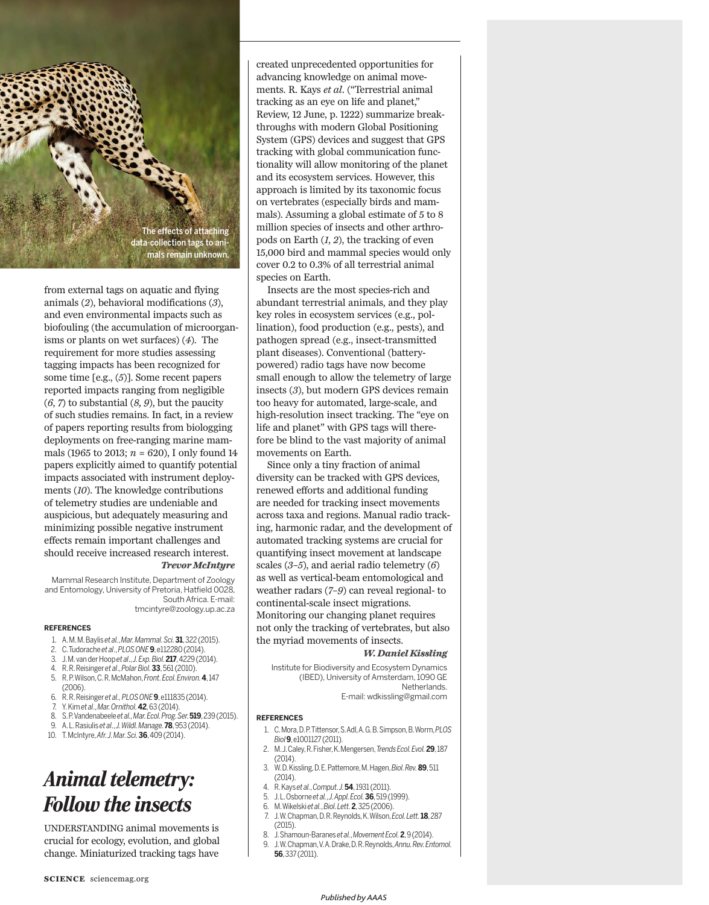The effects of attaching data-collection tags to animals remain unknown.

from external tags on aquatic and flying animals (*2*), behavioral modifications (*3*), and even environmental impacts such as biofouling (the accumulation of microorganisms or plants on wet surfaces) (*4*). The requirement for more studies assessing tagging impacts has been recognized for some time [e.g., (*5*)]. Some recent papers reported impacts ranging from negligible (*6*, *7*) to substantial (*8*, *9*), but the paucity of such studies remains. In fact, in a review of papers reporting results from biologging deployments on free-ranging marine mammals (1965 to 2013; $n$ = 620), I only found 14 papers explicitly aimed to quantify potential impacts associated with instrument deployments (*10*). The knowledge contributions of telemetry studies are undeniable and auspicious, but adequately measuring and minimizing possible negative instrument effects remain important challenges and should receive increased research interest.

***Trevor McIntyre***

Mammal Research Institute, Department of Zoology and Entomology, University of Pretoria, Hatfield 0028, South Africa. E-mail: tmcintyre@zoology.up.ac.za

**REFERENCES**

1. A. M. M. Baylis *et al.*, *Mar. Mammal. Sci.* **31**, 322 (2015).
2. C. Tudorache *et al.*, *PLOS ONE* **9**, e112280 (2014).
3. J. M. van der Hoop *et al.*, *J. Exp. Biol.* **217**, 4229 (2014).
4. R. R. Reisinger *et al.*, *Polar Biol.* **33**, 561 (2010).
5. R. P. Wilson, C. R. McMahon, *Front. Ecol. Environ.* **4**, 147 (2006).
6. R. R. Reisinger *et al.*, *PLOS ONE* **9**, e111835 (2014).
7. Y. Kim *et al.*, *Mar. Ornithol.* **42**, 63 (2014).
8. S. P. Vandenabeele *et al.*, *Mar. Ecol. Prog. Ser.* **519**, 239 (2015).
9. A. L. Rasiulis *et al.*, *J. Wildl. Manage.* **78**, 953 (2014).
10. T. McIntyre, *Afr. J. Mar. Sci.* **36**, 409 (2014).

# *Animal telemetry: Follow the insects*

UNDERSTANDING animal movements is crucial for ecology, evolution, and global change. Miniaturized tracking tags have created unprecedented opportunities for advancing knowledge on animal movements. R. Kays *et al.* ("Terrestrial animal tracking as an eye on life and planet," Review, 12 June, p. 1222) summarize breakthroughs with modern Global Positioning System (GPS) devices and suggest that GPS tracking with global communication functionality will allow monitoring of the planet and its ecosystem services. However, this approach is limited by its taxonomic focus on vertebrates (especially birds and mammals). Assuming a global estimate of 5 to 8 million species of insects and other arthropods on Earth (*1*, *2*), the tracking of even 15,000 bird and mammal species would only cover 0.2 to 0.3% of all terrestrial animal species on Earth.

Insects are the most species-rich and abundant terrestrial animals, and they play key roles in ecosystem services (e.g., pollination), food production (e.g., pests), and pathogen spread (e.g., insect-transmitted plant diseases). Conventional (battery-powered) radio tags have now become small enough to allow the telemetry of large insects (*3*), but modern GPS devices remain too heavy for automated, large-scale, and high-resolution insect tracking. The "eye on life and planet" with GPS tags will therefore be blind to the vast majority of animal movements on Earth.

Since only a tiny fraction of animal diversity can be tracked with GPS devices, renewed efforts and additional funding are needed for tracking insect movements across taxa and regions. Manual radio tracking, harmonic radar, and the development of automated tracking systems are crucial for quantifying insect movement at landscape scales (*3*–*5*), and aerial radio telemetry (*6*) as well as vertical-beam entomological and weather radars (*7*–*9*) can reveal regional- to continental-scale insect migrations. Monitoring our changing planet requires not only the tracking of vertebrates, but also the myriad movements of insects.

***W. Daniel Kissling***

Institute for Biodiversity and Ecosystem Dynamics (IBED), University of Amsterdam, 1090 GE Netherlands. E-mail: wdkissling@gmail.com

**REFERENCES**

1. C. Mora, D. P. Tittensor, S. Adl, A. G. B. Simpson, B. Worm, *PLOS Biol* **9**, e1001127 (2011).
2. M. J. Caley, R. Fisher, K. Mengersen, *Trends Ecol. Evol.* **29**, 187 (2014).
3. W. D. Kissling, D. E. Pattemore, M. Hagen, *Biol. Rev.* **89**, 511 (2014).
4. R. Kays *et al.*, *Comput. J.* **54**, 1931 (2011).
5. J. L. Osborne *et al.*, *J. Appl. Ecol.* **36**, 519 (1999).
6. M. Wikelski *et al.*, *Biol. Lett.* **2**, 325 (2006).
7. J. W. Chapman, D. R. Reynolds, K. Wilson, *Ecol. Lett.* **18**, 287 (2015).
8. J. Shamoun-Baranes *et al.*, *Movement Ecol.* **2**, 9 (2014).
9. J. W. Chapman, V. A. Drake, D. R. Reynolds, *Annu. Rev. Entomol.* **56**, 337 (2011).